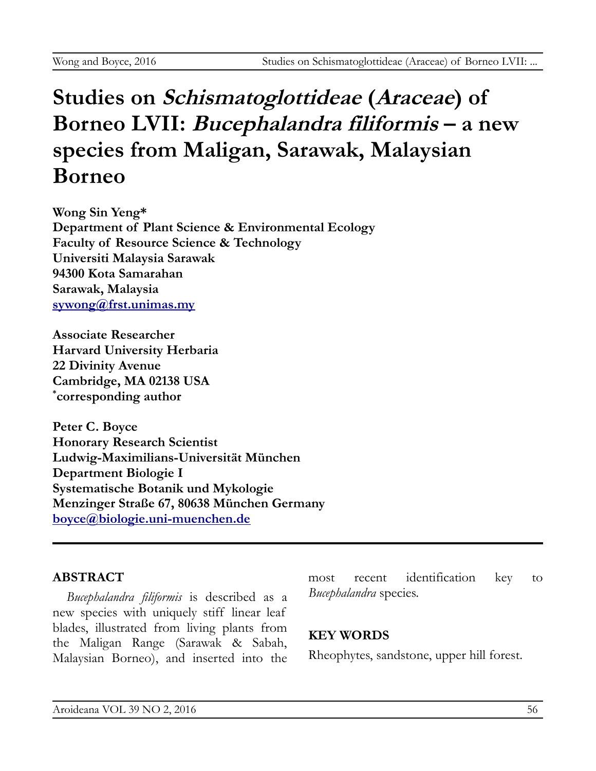# Studies on *Schismatoglottideae* (*Araceae*) of Borneo LVII: *Bucephalandra filiformis* – a new species from Maligan, Sarawak, Malaysian Borneo

**Wong Sin Yeng***
**Department of Plant Science & Environmental Ecology**
**Faculty of Resource Science & Technology**
**Universiti Malaysia Sarawak**
**94300 Kota Samarahan**
**Sarawak, Malaysia**
**sywong@frst.unimas.my**

**Associate Researcher**
**Harvard University Herbaria**
**22 Divinity Avenue**
**Cambridge, MA 02138 USA**
**[*]corresponding author**

**Peter C. Boyce**
**Honorary Research Scientist**
**Ludwig-Maximilians-Universität München**
**Department Biologie I**
**Systematische Botanik und Mykologie**
**Menzinger Straße 67, 80638 München Germany**
**boyce@biologie.uni-muenchen.de**

---

## ABSTRACT

*Bucephalandra filiformis* is described as a new species with uniquely stiff linear leaf blades, illustrated from living plants from the Maligan Range (Sarawak & Sabah, Malaysian Borneo), and inserted into the most recent identification key to *Bucephalandra* species.

## KEY WORDS

Rheophytes, sandstone, upper hill forest.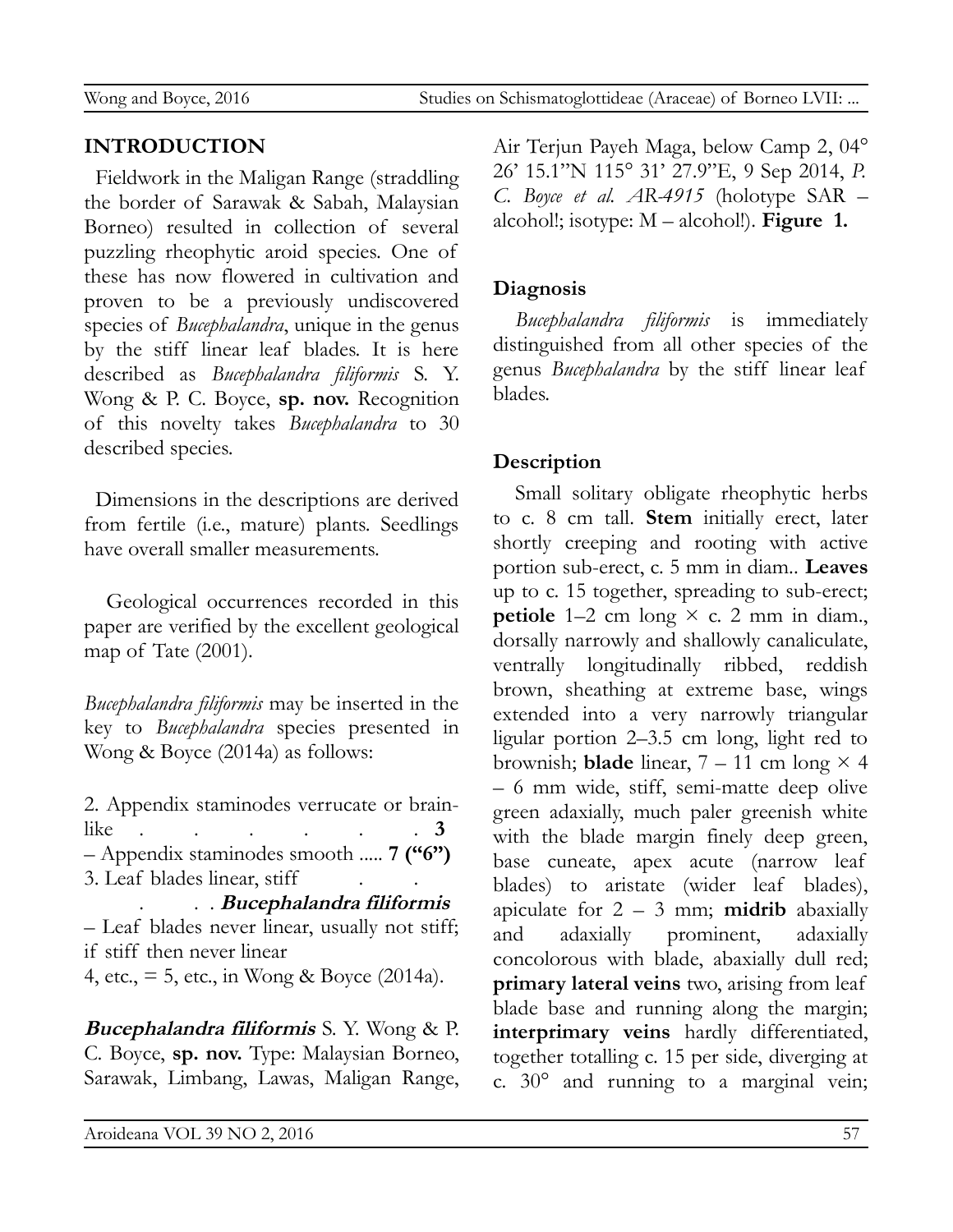## INTRODUCTION

Fieldwork in the Maligan Range (straddling the border of Sarawak & Sabah, Malaysian Borneo) resulted in collection of several puzzling rheophytic aroid species. One of these has now flowered in cultivation and proven to be a previously undiscovered species of *Bucephalandra*, unique in the genus by the stiff linear leaf blades. It is here described as *Bucephalandra filiformis* S. Y. Wong & P. C. Boyce, **sp. nov.** Recognition of this novelty takes *Bucephalandra* to 30 described species.

Dimensions in the descriptions are derived from fertile (i.e., mature) plants. Seedlings have overall smaller measurements.

Geological occurrences recorded in this paper are verified by the excellent geological map of Tate (2001).

*Bucephalandra filiformis* may be inserted in the key to *Bucephalandra* species presented in Wong & Boyce (2014a) as follows:

2. Appendix staminodes verrucate or brain-like . . . . . . . **3**
– Appendix staminodes smooth ..... **7 ("6")**
3. Leaf blades linear, stiff . . . . . ***Bucephalandra filiformis***
– Leaf blades never linear, usually not stiff; if stiff then never linear
4, etc., = 5, etc., in Wong & Boyce (2014a).

***Bucephalandra filiformis*** S. Y. Wong & P. C. Boyce, **sp. nov.** Type: Malaysian Borneo, Sarawak, Limbang, Lawas, Maligan Range, Air Terjun Payeh Maga, below Camp 2, 04° 26' 15.1"N 115° 31' 27.9"E, 9 Sep 2014, *P. C. Boyce et al. AR-4915* (holotype SAR – alcohol!; isotype: M – alcohol!). **Figure 1.**

### Diagnosis

*Bucephalandra filiformis* is immediately distinguished from all other species of the genus *Bucephalandra* by the stiff linear leaf blades.

### Description

Small solitary obligate rheophytic herbs to c. 8 cm tall. **Stem** initially erect, later shortly creeping and rooting with active portion sub-erect, c. 5 mm in diam.. **Leaves** up to c. 15 together, spreading to sub-erect; **petiole** 1–2 cm long × c. 2 mm in diam., dorsally narrowly and shallowly canaliculate, ventrally longitudinally ribbed, reddish brown, sheathing at extreme base, wings extended into a very narrowly triangular ligular portion 2–3.5 cm long, light red to brownish; **blade** linear, 7 – 11 cm long × 4 – 6 mm wide, stiff, semi-matte deep olive green adaxially, much paler greenish white with the blade margin finely deep green, base cuneate, apex acute (narrow leaf blades) to aristate (wider leaf blades), apiculate for 2 – 3 mm; **midrib** abaxially and adaxially prominent, adaxially concolorous with blade, abaxially dull red; **primary lateral veins** two, arising from leaf blade base and running along the margin; **interprimary veins** hardly differentiated, together totalling c. 15 per side, diverging at c. 30° and running to a marginal vein;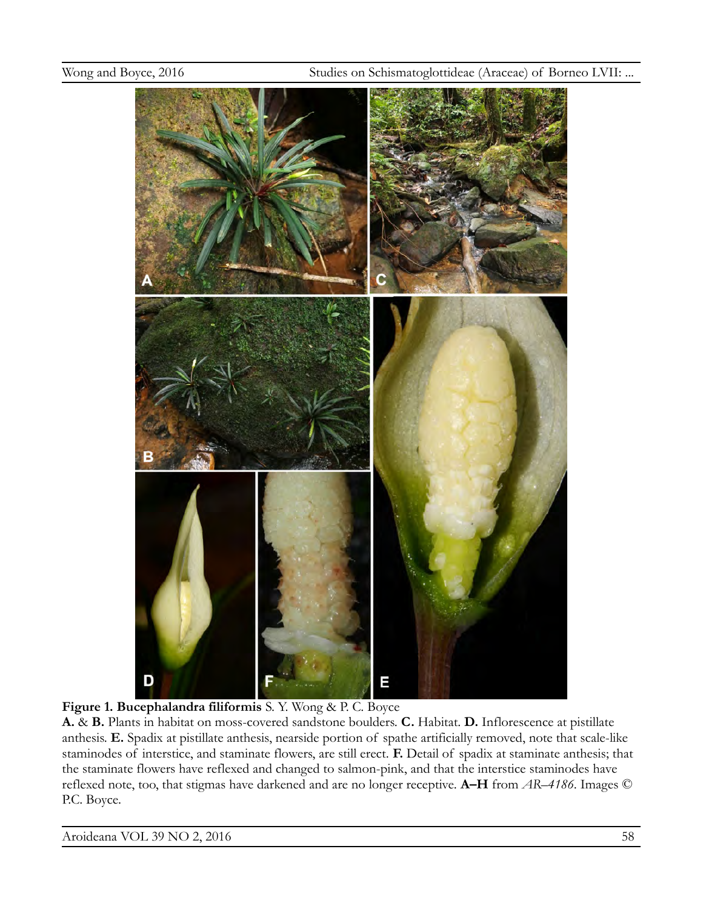**Figure 1. Bucephalandra filiformis** S. Y. Wong & P. C. Boyce

**A.** & **B.** Plants in habitat on moss-covered sandstone boulders. **C.** Habitat. **D.** Inflorescence at pistillate anthesis. **E.** Spadix at pistillate anthesis, nearside portion of spathe artificially removed, note that scale-like staminodes of interstice, and staminate flowers, are still erect. **F.** Detail of spadix at staminate anthesis; that the staminate flowers have reflexed and changed to salmon-pink, and that the interstice staminodes have reflexed note, too, that stigmas have darkened and are no longer receptive. **A–H** from *AR–4186*. Images © P.C. Boyce.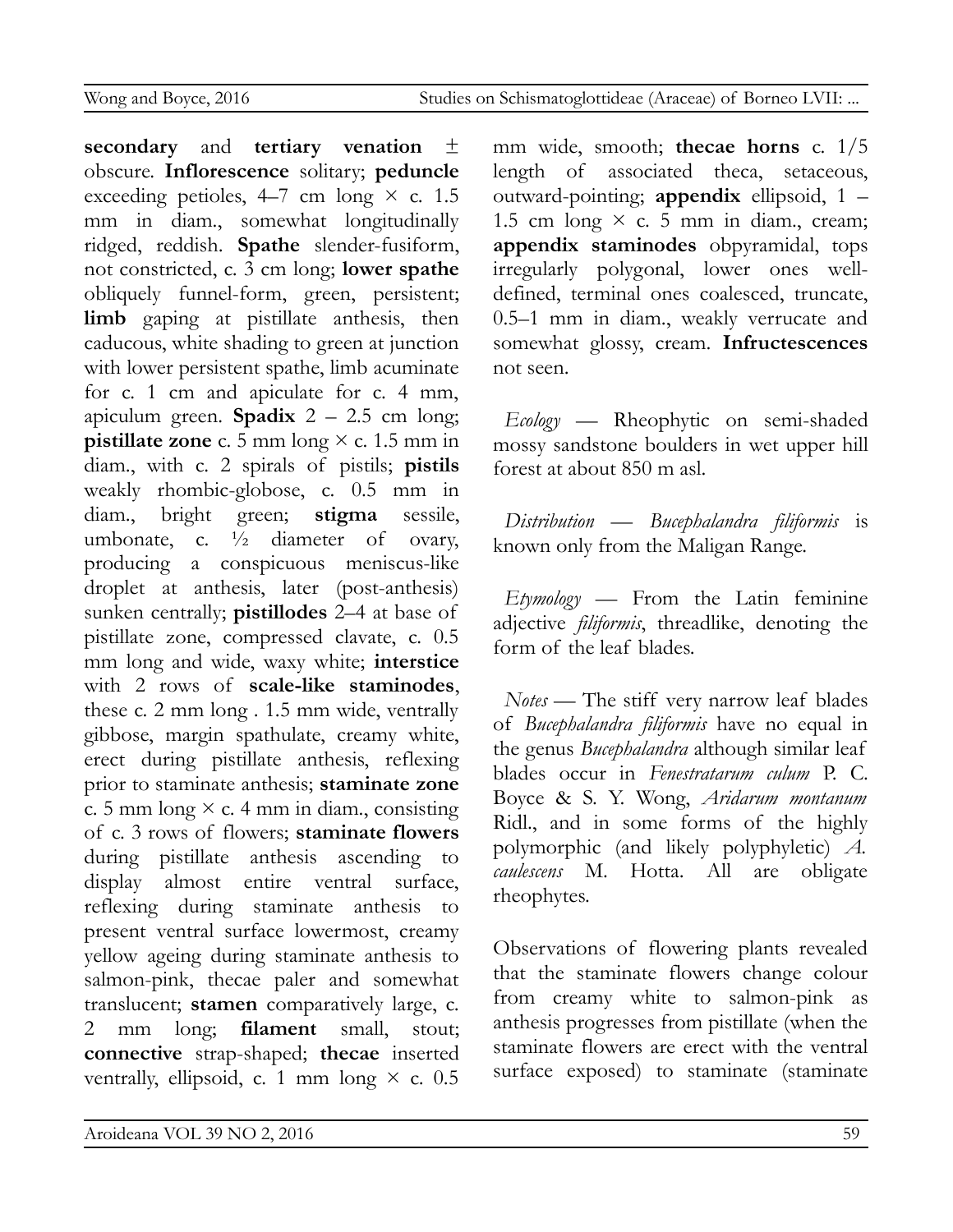**secondary** and **tertiary venation** ± obscure. **Inflorescence** solitary; **peduncle** exceeding petioles, 4–7 cm long × c. 1.5 mm in diam., somewhat longitudinally ridged, reddish. **Spathe** slender-fusiform, not constricted, c. 3 cm long; **lower spathe** obliquely funnel-form, green, persistent; **limb** gaping at pistillate anthesis, then caducous, white shading to green at junction with lower persistent spathe, limb acuminate for c. 1 cm and apiculate for c. 4 mm, apiculum green. **Spadix** 2 – 2.5 cm long; **pistillate zone** c. 5 mm long × c. 1.5 mm in diam., with c. 2 spirals of pistils; **pistils** weakly rhombic-globose, c. 0.5 mm in diam., bright green; **stigma** sessile, umbonate, c. ½ diameter of ovary, producing a conspicuous meniscus-like droplet at anthesis, later (post-anthesis) sunken centrally; **pistillodes** 2–4 at base of pistillate zone, compressed clavate, c. 0.5 mm long and wide, waxy white; **interstice** with 2 rows of **scale-like staminodes**, these c. 2 mm long . 1.5 mm wide, ventrally gibbose, margin spathulate, creamy white, erect during pistillate anthesis, reflexing prior to staminate anthesis; **staminate zone** c. 5 mm long × c. 4 mm in diam., consisting of c. 3 rows of flowers; **staminate flowers** during pistillate anthesis ascending to display almost entire ventral surface, reflexing during staminate anthesis to present ventral surface lowermost, creamy yellow ageing during staminate anthesis to salmon-pink, thecae paler and somewhat translucent; **stamen** comparatively large, c. 2 mm long; **filament** small, stout; **connective** strap-shaped; **thecae** inserted ventrally, ellipsoid, c. 1 mm long × c. 0.5 mm wide, smooth; **thecae horns** c. 1/5 length of associated theca, setaceous, outward-pointing; **appendix** ellipsoid, 1 – 1.5 cm long × c. 5 mm in diam., cream; **appendix staminodes** obpyramidal, tops irregularly polygonal, lower ones well-defined, terminal ones coalesced, truncate, 0.5–1 mm in diam., weakly verrucate and somewhat glossy, cream. **Infructescences** not seen.

*Ecology* — Rheophytic on semi-shaded mossy sandstone boulders in wet upper hill forest at about 850 m asl.

*Distribution* — *Bucephalandra filiformis* is known only from the Maligan Range.

*Etymology* — From the Latin feminine adjective *filiformis*, threadlike, denoting the form of the leaf blades.

*Notes* — The stiff very narrow leaf blades of *Bucephalandra filiformis* have no equal in the genus *Bucephalandra* although similar leaf blades occur in *Fenestratarum culum* P. C. Boyce & S. Y. Wong, *Aridarum montanum* Ridl., and in some forms of the highly polymorphic (and likely polyphyletic) *A. caulescens* M. Hotta. All are obligate rheophytes.

Observations of flowering plants revealed that the staminate flowers change colour from creamy white to salmon-pink as anthesis progresses from pistillate (when the staminate flowers are erect with the ventral surface exposed) to staminate (staminate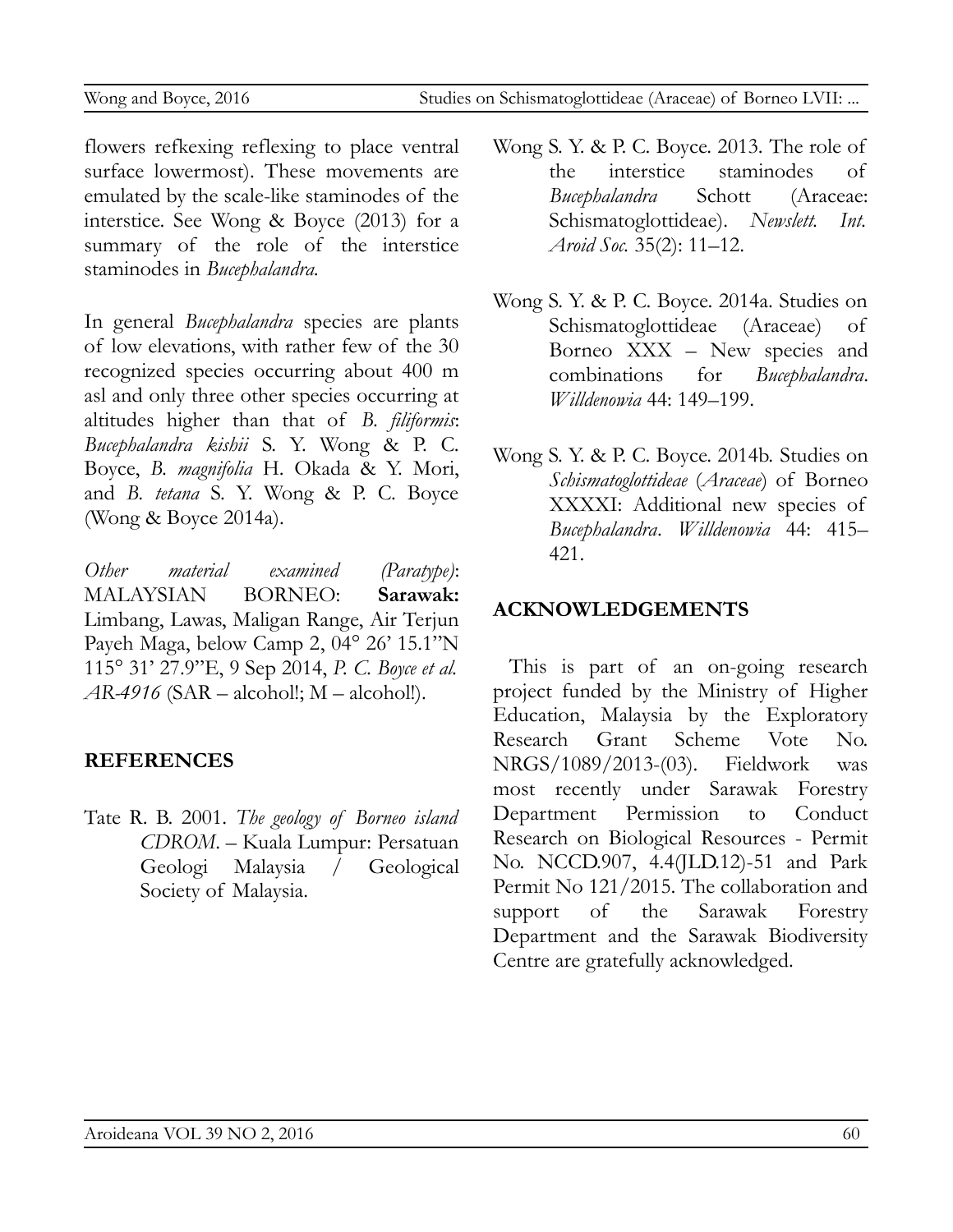flowers refkexing reflexing to place ventral surface lowermost). These movements are emulated by the scale-like staminodes of the interstice. See Wong & Boyce (2013) for a summary of the role of the interstice staminodes in *Bucephalandra*.

In general *Bucephalandra* species are plants of low elevations, with rather few of the 30 recognized species occurring about 400 m asl and only three other species occurring at altitudes higher than that of *B. filiformis*: *Bucephalandra kishii* S. Y. Wong & P. C. Boyce, *B. magnifolia* H. Okada & Y. Mori, and *B. tetana* S. Y. Wong & P. C. Boyce (Wong & Boyce 2014a).

*Other material examined (Paratype)*: MALAYSIAN BORNEO: **Sarawak:** Limbang, Lawas, Maligan Range, Air Terjun Payeh Maga, below Camp 2, 04° 26' 15.1"N 115° 31' 27.9"E, 9 Sep 2014, *P. C. Boyce et al. AR-4916* (SAR – alcohol!; M – alcohol!).

## REFERENCES

Tate R. B. 2001. *The geology of Borneo island CDROM*. – Kuala Lumpur: Persatuan Geologi Malaysia / Geological Society of Malaysia.

Wong S. Y. & P. C. Boyce. 2013. The role of the interstice staminodes of *Bucephalandra* Schott (Araceae: Schismatoglottideae). *Newslett. Int. Aroid Soc.* 35(2): 11–12.

Wong S. Y. & P. C. Boyce. 2014a. Studies on Schismatoglottideae (Araceae) of Borneo XXX – New species and combinations for *Bucephalandra*. *Willdenowia* 44: 149–199.

Wong S. Y. & P. C. Boyce. 2014b. Studies on *Schismatoglottideae* (*Araceae*) of Borneo XXXXI: Additional new species of *Bucephalandra*. *Willdenowia* 44: 415–421.

## ACKNOWLEDGEMENTS

This is part of an on-going research project funded by the Ministry of Higher Education, Malaysia by the Exploratory Research Grant Scheme Vote No. NRGS/1089/2013-(03). Fieldwork was most recently under Sarawak Forestry Department Permission to Conduct Research on Biological Resources - Permit No. NCCD.907, 4.4(JLD.12)-51 and Park Permit No 121/2015. The collaboration and support of the Sarawak Forestry Department and the Sarawak Biodiversity Centre are gratefully acknowledged.